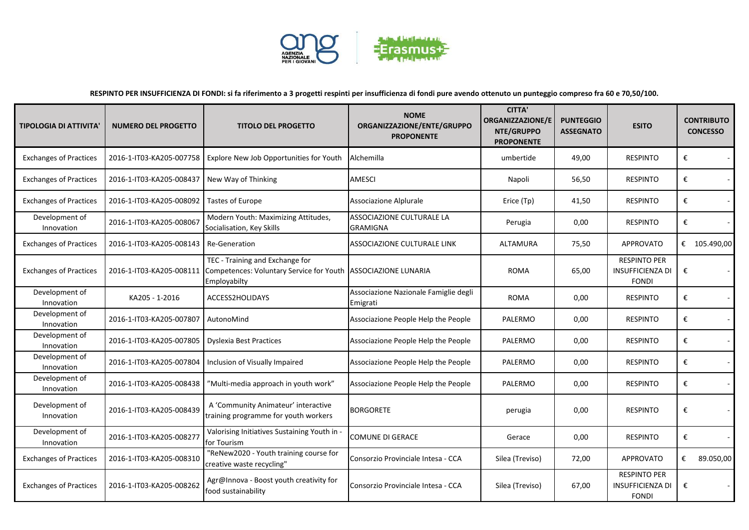**RESPINTO PER INSUFFICIENZA DI FONDI: si fa riferimento a 3 progetti respinti per insufficienza di fondi pure avendo ottenuto un punteggio compreso fra 60 e 70,50/100.**

| TIPOLOGIA DI ATTIVITA' | NUMERO DEL PROGETTO | TITOLO DEL PROGETTO | NOME ORGANIZZAZIONE/ENTE/GRUPPO PROPONENTE | CITTA' ORGANIZZAZIONE/ENTE/GRUPPO PROPONENTE | PUNTEGGIO ASSEGNATO | ESITO | CONTRIBUTO CONCESSO |
|---|---|---|---|---|---|---|---|
| Exchanges of Practices | 2016-1-IT03-KA205-007758 | Explore New Job Opportunities for Youth | Alchemilla | umbertide | 49,00 | RESPINTO | € - |
| Exchanges of Practices | 2016-1-IT03-KA205-008437 | New Way of Thinking | AMESCI | Napoli | 56,50 | RESPINTO | € - |
| Exchanges of Practices | 2016-1-IT03-KA205-008092 | Tastes of Europe | Associazione Alplurale | Erice (Tp) | 41,50 | RESPINTO | € - |
| Development of Innovation | 2016-1-IT03-KA205-008067 | Modern Youth: Maximizing Attitudes, Socialisation, Key Skills | ASSOCIAZIONE CULTURALE LA GRAMIGNA | Perugia | 0,00 | RESPINTO | € - |
| Exchanges of Practices | 2016-1-IT03-KA205-008143 | Re-Generation | ASSOCIAZIONE CULTURALE LINK | ALTAMURA | 75,50 | APPROVATO | € 105.490,00 |
| Exchanges of Practices | 2016-1-IT03-KA205-008111 | TEC - Training and Exchange for Competences: Voluntary Service for Youth Employabilty | ASSOCIAZIONE LUNARIA | ROMA | 65,00 | RESPINTO PER INSUFFICIENZA DI FONDI | € - |
| Development of Innovation | KA205 - 1-2016 | ACCESS2HOLIDAYS | Associazione Nazionale Famiglie degli Emigrati | ROMA | 0,00 | RESPINTO | € - |
| Development of Innovation | 2016-1-IT03-KA205-007807 | AutonoMind | Associazione People Help the People | PALERMO | 0,00 | RESPINTO | € - |
| Development of Innovation | 2016-1-IT03-KA205-007805 | Dyslexia Best Practices | Associazione People Help the People | PALERMO | 0,00 | RESPINTO | € - |
| Development of Innovation | 2016-1-IT03-KA205-007804 | Inclusion of Visually Impaired | Associazione People Help the People | PALERMO | 0,00 | RESPINTO | € - |
| Development of Innovation | 2016-1-IT03-KA205-008438 | "Multi-media approach in youth work" | Associazione People Help the People | PALERMO | 0,00 | RESPINTO | € - |
| Development of Innovation | 2016-1-IT03-KA205-008439 | A 'Community Animateur' interactive training programme for youth workers | BORGORETE | perugia | 0,00 | RESPINTO | € - |
| Development of Innovation | 2016-1-IT03-KA205-008277 | Valorising Initiatives Sustaining Youth in - for Tourism | COMUNE DI GERACE | Gerace | 0,00 | RESPINTO | € - |
| Exchanges of Practices | 2016-1-IT03-KA205-008310 | "ReNew2020 - Youth training course for creative waste recycling" | Consorzio Provinciale Intesa - CCA | Silea (Treviso) | 72,00 | APPROVATO | € 89.050,00 |
| Exchanges of Practices | 2016-1-IT03-KA205-008262 | Agr@Innova - Boost youth creativity for food sustainability | Consorzio Provinciale Intesa - CCA | Silea (Treviso) | 67,00 | RESPINTO PER INSUFFICIENZA DI FONDI | € - |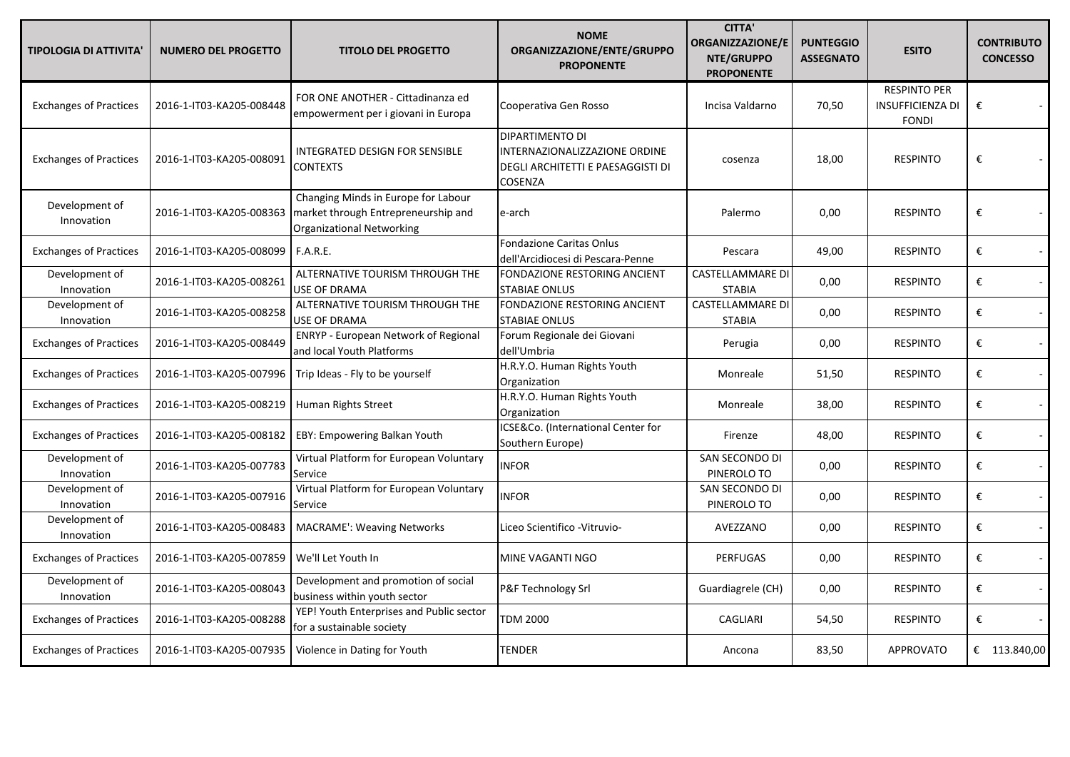| TIPOLOGIA DI ATTIVITA' | NUMERO DEL PROGETTO | TITOLO DEL PROGETTO | NOME ORGANIZZAZIONE/ENTE/GRUPPO PROPONENTE | CITTA' ORGANIZZAZIONE/ENTE/GRUPPO PROPONENTE | PUNTEGGIO ASSEGNATO | ESITO | CONTRIBUTO CONCESSO |
|---|---|---|---|---|---|---|---|
| Exchanges of Practices | 2016-1-IT03-KA205-008448 | FOR ONE ANOTHER - Cittadinanza ed empowerment per i giovani in Europa | Cooperativa Gen Rosso | Incisa Valdarno | 70,50 | RESPINTO PER INSUFFICIENZA DI FONDI | € - |
| Exchanges of Practices | 2016-1-IT03-KA205-008091 | INTEGRATED DESIGN FOR SENSIBLE CONTEXTS | DIPARTIMENTO DI INTERNAZIONALIZZAZIONE ORDINE DEGLI ARCHITETTI E PAESAGGISTI DI COSENZA | cosenza | 18,00 | RESPINTO | € - |
| Development of Innovation | 2016-1-IT03-KA205-008363 | Changing Minds in Europe for Labour market through Entrepreneurship and Organizational Networking | e-arch | Palermo | 0,00 | RESPINTO | € - |
| Exchanges of Practices | 2016-1-IT03-KA205-008099 | F.A.R.E. | Fondazione Caritas Onlus dell'Arcidiocesi di Pescara-Penne | Pescara | 49,00 | RESPINTO | € - |
| Development of Innovation | 2016-1-IT03-KA205-008261 | ALTERNATIVE TOURISM THROUGH THE USE OF DRAMA | FONDAZIONE RESTORING ANCIENT STABIAE ONLUS | CASTELLAMMARE DI STABIA | 0,00 | RESPINTO | € - |
| Development of Innovation | 2016-1-IT03-KA205-008258 | ALTERNATIVE TOURISM THROUGH THE USE OF DRAMA | FONDAZIONE RESTORING ANCIENT STABIAE ONLUS | CASTELLAMMARE DI STABIA | 0,00 | RESPINTO | € - |
| Exchanges of Practices | 2016-1-IT03-KA205-008449 | ENRYP - European Network of Regional and local Youth Platforms | Forum Regionale dei Giovani dell'Umbria | Perugia | 0,00 | RESPINTO | € - |
| Exchanges of Practices | 2016-1-IT03-KA205-007996 | Trip Ideas - Fly to be yourself | H.R.Y.O. Human Rights Youth Organization | Monreale | 51,50 | RESPINTO | € - |
| Exchanges of Practices | 2016-1-IT03-KA205-008219 | Human Rights Street | H.R.Y.O. Human Rights Youth Organization | Monreale | 38,00 | RESPINTO | € - |
| Exchanges of Practices | 2016-1-IT03-KA205-008182 | EBY: Empowering Balkan Youth | ICSE&Co. (International Center for Southern Europe) | Firenze | 48,00 | RESPINTO | € - |
| Development of Innovation | 2016-1-IT03-KA205-007783 | Virtual Platform for European Voluntary Service | INFOR | SAN SECONDO DI PINEROLO TO | 0,00 | RESPINTO | € - |
| Development of Innovation | 2016-1-IT03-KA205-007916 | Virtual Platform for European Voluntary Service | INFOR | SAN SECONDO DI PINEROLO TO | 0,00 | RESPINTO | € - |
| Development of Innovation | 2016-1-IT03-KA205-008483 | MACRAME': Weaving Networks | Liceo Scientifico -Vitruvio- | AVEZZANO | 0,00 | RESPINTO | € - |
| Exchanges of Practices | 2016-1-IT03-KA205-007859 | We'll Let Youth In | MINE VAGANTI NGO | PERFUGAS | 0,00 | RESPINTO | € - |
| Development of Innovation | 2016-1-IT03-KA205-008043 | Development and promotion of social business within youth sector | P&F Technology Srl | Guardiagrele (CH) | 0,00 | RESPINTO | € - |
| Exchanges of Practices | 2016-1-IT03-KA205-008288 | YEP! Youth Enterprises and Public sector for a sustainable society | TDM 2000 | CAGLIARI | 54,50 | RESPINTO | € - |
| Exchanges of Practices | 2016-1-IT03-KA205-007935 | Violence in Dating for Youth | TENDER | Ancona | 83,50 | APPROVATO | € 113.840,00 |